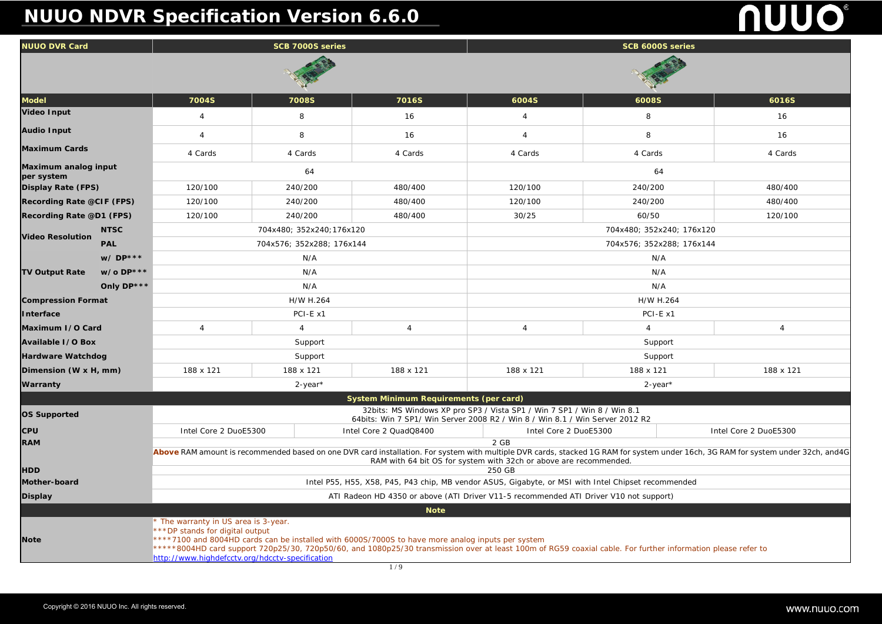# NUUO NDVR Specification Version 6.6.0

| NUUO DVR Card | | SCB 7000S series | | | SCB 6000S series | | |
|---|---|---|---|---|---|---|---|
| Model | | 7004S | 7008S | 7016S | 6004S | 6008S | 6016S |
| Video Input | | 4 | 8 | 16 | 4 | 8 | 16 |
| Audio Input | | 4 | 8 | 16 | 4 | 8 | 16 |
| Maximum Cards | | 4 Cards | 4 Cards | 4 Cards | 4 Cards | 4 Cards | 4 Cards |
| Maximum analog input per system | | 64 | | | 64 | | |
| Display Rate (FPS) | | 120/100 | 240/200 | 480/400 | 120/100 | 240/200 | 480/400 |
| Recording Rate @CIF (FPS) | | 120/100 | 240/200 | 480/400 | 120/100 | 240/200 | 480/400 |
| Recording Rate @D1 (FPS) | | 120/100 | 240/200 | 480/400 | 30/25 | 60/50 | 120/100 |
| Video Resolution | NTSC | 704x480; 352x240;176x120 | | | 704x480; 352x240; 176x120 | | |
| | PAL | 704x576; 352x288; 176x144 | | | 704x576; 352x288; 176x144 | | |
| TV Output Rate | w/ DP*** | N/A | | | N/A | | |
| | w/o DP*** | N/A | | | N/A | | |
| | Only DP*** | N/A | | | N/A | | |
| Compression Format | | H/W H.264 | | | H/W H.264 | | |
| Interface | | PCI-E x1 | | | PCI-E x1 | | |
| Maximum I/O Card | | 4 | 4 | 4 | 4 | 4 | 4 |
| Available I/O Box | | Support | | | Support | | |
| Hardware Watchdog | | Support | | | Support | | |
| Dimension (W x H, mm) | | 188 x 121 | 188 x 121 | 188 x 121 | 188 x 121 | 188 x 121 | 188 x 121 |
| Warranty | | 2-year* | | | 2-year* | | |

**System Minimum Requirements (per card)**

| | | | | |
|---|---|---|---|---|
| OS Supported | 32bits: MS Windows XP pro SP3 / Vista SP1 / Win 7 SP1 / Win 8 / Win 8.1<br>64bits: Win 7 SP1/ Win Server 2008 R2 / Win 8 / Win 8.1 / Win Server 2012 R2 | | | |
| CPU | Intel Core 2 DuoE5300 | Intel Core 2 QuadQ8400 | Intel Core 2 DuoE5300 | Intel Core 2 DuoE5300 |
| RAM | 2 GB<br>**Above** RAM amount is recommended based on one DVR card installation. For system with multiple DVR cards, stacked 1G RAM for system under 16ch, 3G RAM for system under 32ch, and4G RAM with 64 bit OS for system with 32ch or above are recommended. | | | |
| HDD | 250 GB | | | |
| Mother-board | Intel P55, H55, X58, P45, P43 chip, MB vendor ASUS, Gigabyte, or MSI with Intel Chipset recommended | | | |
| Display | ATI Radeon HD 4350 or above (ATI Driver V11-5 recommended ATI Driver V10 not support) | | | |

**Note**

* The warranty in US area is 3-year.
***DP stands for digital output
****7100 and 8004HD cards can be installed with 6000S/7000S to have more analog inputs per system
*****8004HD card support 720p25/30, 720p50/60, and 1080p25/30 transmission over at least 100m of RG59 coaxial cable. For further information please refer to http://www.highdefcctv.org/hdcctv-specification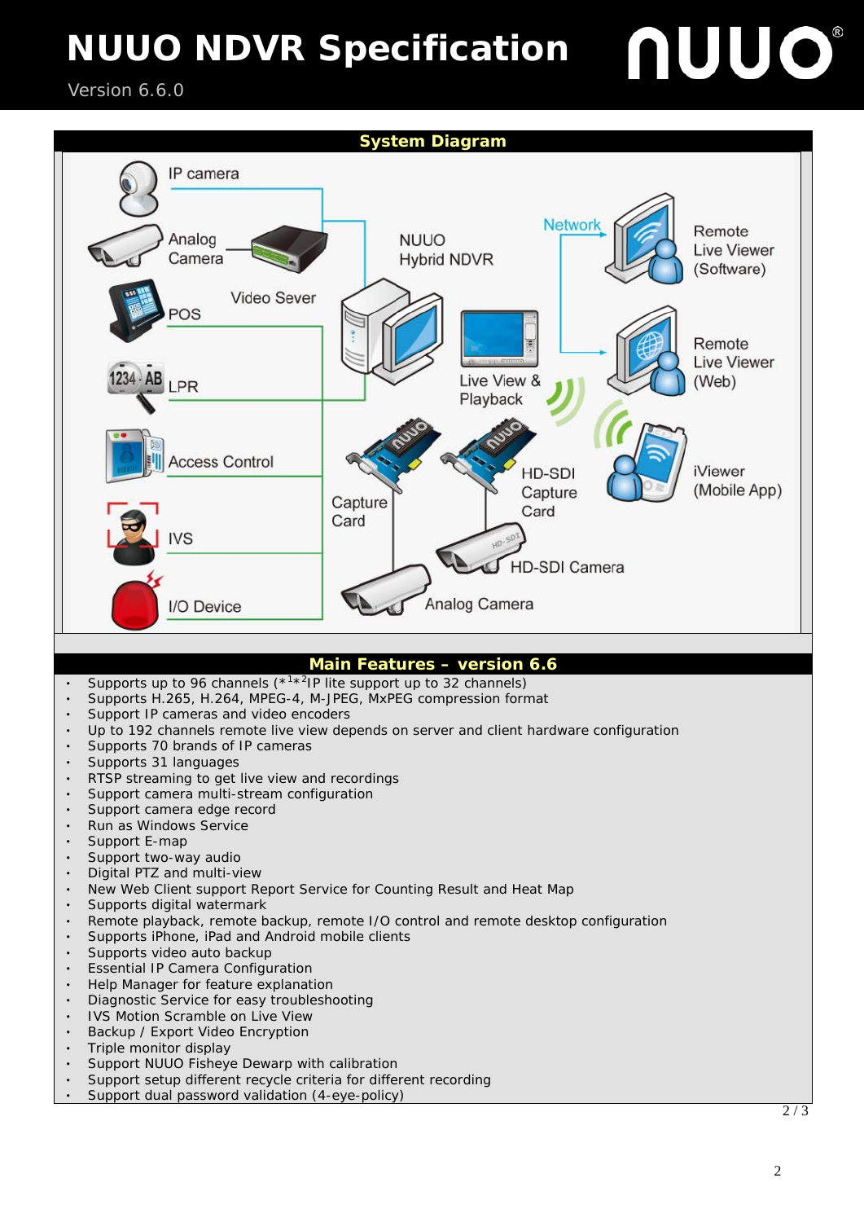# NUUO NDVR Specification

Version 6.6.0

## System Diagram

IP camera

Analog Camera

Video Sever

POS

LPR

Access Control

IVS

I/O Device

NUUO Hybrid NDVR

Network

Remote Live Viewer (Software)

Remote Live Viewer (Web)

Live View & Playback

iViewer (Mobile App)

Capture Card

HD-SDI Capture Card

HD-SDI Camera

Analog Camera

## Main Features – version 6.6

- Supports up to 96 channels (*[1]*[2]IP lite support up to 32 channels)
- Supports H.265, H.264, MPEG-4, M-JPEG, MxPEG compression format
- Support IP cameras and video encoders
- Up to 192 channels remote live view depends on server and client hardware configuration
- Supports 70 brands of IP cameras
- Supports 31 languages
- RTSP streaming to get live view and recordings
- Support camera multi-stream configuration
- Support camera edge record
- Run as Windows Service
- Support E-map
- Support two-way audio
- Digital PTZ and multi-view
- New Web Client support Report Service for Counting Result and Heat Map
- Supports digital watermark
- Remote playback, remote backup, remote I/O control and remote desktop configuration
- Supports iPhone, iPad and Android mobile clients
- Supports video auto backup
- Essential IP Camera Configuration
- Help Manager for feature explanation
- Diagnostic Service for easy troubleshooting
- IVS Motion Scramble on Live View
- Backup / Export Video Encryption
- Triple monitor display
- Support NUUO Fisheye Dewarp with calibration
- Support setup different recycle criteria for different recording
- Support dual password validation (4-eye-policy)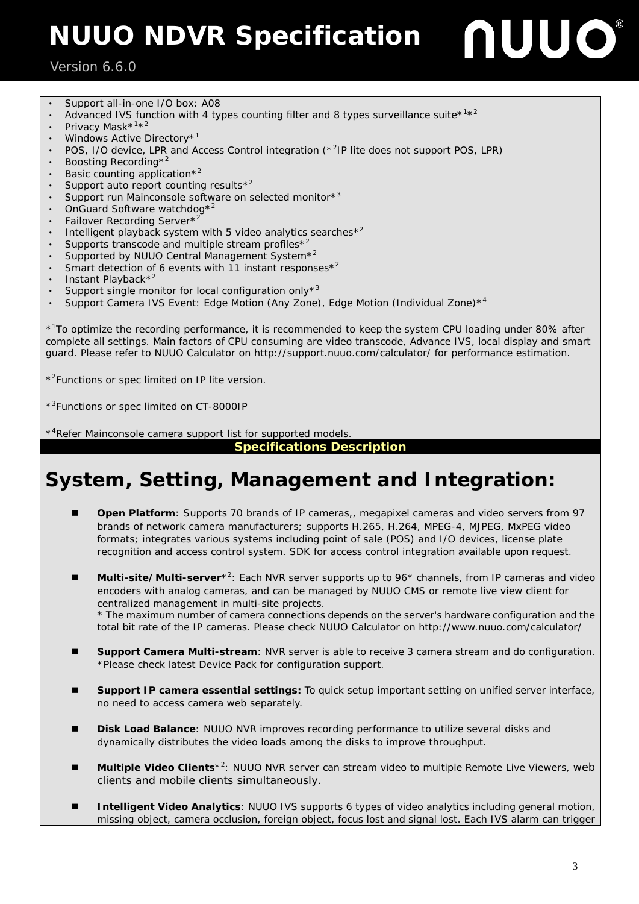- Support all-in-one I/O box: A08
- Advanced IVS function with 4 types counting filter and 8 types surveillance suite*[1]*[2]
- Privacy Mask*[1]*[2]
- Windows Active Directory*[1]
- POS, I/O device, LPR and Access Control integration (*[2]IP lite does not support POS, LPR)
- Boosting Recording*[2]
- Basic counting application*[2]
- Support auto report counting results*[2]
- Support run Mainconsole software on selected monitor*[3]
- OnGuard Software watchdog*[2]
- Failover Recording Server*[2]
- Intelligent playback system with 5 video analytics searches*[2]
- Supports transcode and multiple stream profiles*[2]
- Supported by NUUO Central Management System*[2]
- Smart detection of 6 events with 11 instant responses*[2]
- Instant Playback*[2]
- Support single monitor for local configuration only*[3]
- Support Camera IVS Event: Edge Motion (Any Zone), Edge Motion (Individual Zone)*[4]

*[1]To optimize the recording performance, it is recommended to keep the system CPU loading under 80% after complete all settings. Main factors of CPU consuming are video transcode, Advance IVS, local display and smart guard. Please refer to NUUO Calculator on http://support.nuuo.com/calculator/ for performance estimation.

*[2]Functions or spec limited on IP lite version.

*[3]Functions or spec limited on CT-8000IP

*[4]Refer Mainconsole camera support list for supported models.

**Specifications Description**

# System, Setting, Management and Integration:

- **Open Platform**: Supports 70 brands of IP cameras,, megapixel cameras and video servers from 97 brands of network camera manufacturers; supports H.265, H.264, MPEG-4, MJPEG, MxPEG video formats; integrates various systems including point of sale (POS) and I/O devices, license plate recognition and access control system. SDK for access control integration available upon request.

- **Multi-site/Multi-server***[2]: Each NVR server supports up to 96* channels, from IP cameras and video encoders with analog cameras, and can be managed by NUUO CMS or remote live view client for centralized management in multi-site projects.
  * The maximum number of camera connections depends on the server's hardware configuration and the total bit rate of the IP cameras. Please check NUUO Calculator on http://www.nuuo.com/calculator/

- **Support Camera Multi-stream**: NVR server is able to receive 3 camera stream and do configuration. *Please check latest Device Pack for configuration support.

- **Support IP camera essential settings:** To quick setup important setting on unified server interface, no need to access camera web separately.

- **Disk Load Balance**: NUUO NVR improves recording performance to utilize several disks and dynamically distributes the video loads among the disks to improve throughput.

- **Multiple Video Clients***[2]: NUUO NVR server can stream video to multiple Remote Live Viewers, web clients and mobile clients simultaneously.

- **Intelligent Video Analytics**: NUUO IVS supports 6 types of video analytics including general motion, missing object, camera occlusion, foreign object, focus lost and signal lost. Each IVS alarm can trigger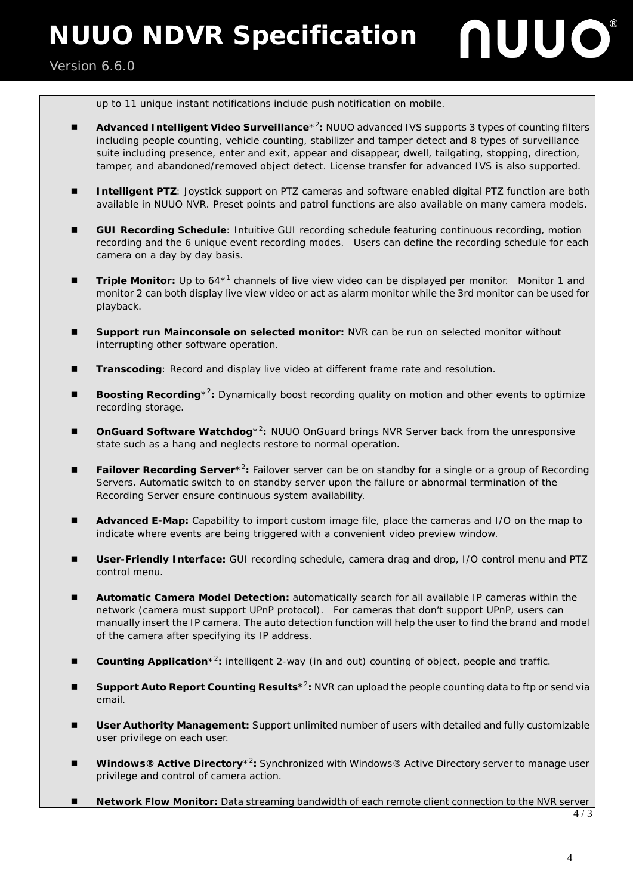up to 11 unique instant notifications include push notification on mobile.

- **Advanced Intelligent Video Surveillance***[2]**:** NUUO advanced IVS supports 3 types of counting filters including people counting, vehicle counting, stabilizer and tamper detect and 8 types of surveillance suite including presence, enter and exit, appear and disappear, dwell, tailgating, stopping, direction, tamper, and abandoned/removed object detect. License transfer for advanced IVS is also supported.

- **Intelligent PTZ**: Joystick support on PTZ cameras and software enabled digital PTZ function are both available in NUUO NVR. Preset points and patrol functions are also available on many camera models.

- **GUI Recording Schedule**: Intuitive GUI recording schedule featuring continuous recording, motion recording and the 6 unique event recording modes. Users can define the recording schedule for each camera on a day by day basis.

- **Triple Monitor:** Up to 64*[1] channels of live view video can be displayed per monitor. Monitor 1 and monitor 2 can both display live view video or act as alarm monitor while the 3rd monitor can be used for playback.

- **Support run Mainconsole on selected monitor:** NVR can be run on selected monitor without interrupting other software operation.

- **Transcoding**: Record and display live video at different frame rate and resolution.

- **Boosting Recording***[2]**:** Dynamically boost recording quality on motion and other events to optimize recording storage.

- **OnGuard Software Watchdog***[2]**:** NUUO OnGuard brings NVR Server back from the unresponsive state such as a hang and neglects restore to normal operation.

- **Failover Recording Server***[2]**:** Failover server can be on standby for a single or a group of Recording Servers. Automatic switch to on standby server upon the failure or abnormal termination of the Recording Server ensure continuous system availability.

- **Advanced E-Map:** Capability to import custom image file, place the cameras and I/O on the map to indicate where events are being triggered with a convenient video preview window.

- **User-Friendly Interface:** GUI recording schedule, camera drag and drop, I/O control menu and PTZ control menu.

- **Automatic Camera Model Detection:** automatically search for all available IP cameras within the network (camera must support UPnP protocol). For cameras that don't support UPnP, users can manually insert the IP camera. The auto detection function will help the user to find the brand and model of the camera after specifying its IP address.

- **Counting Application***[2]**:** intelligent 2-way (in and out) counting of object, people and traffic.

- **Support Auto Report Counting Results***[2]**:** NVR can upload the people counting data to ftp or send via email.

- **User Authority Management:** Support unlimited number of users with detailed and fully customizable user privilege on each user.

- **Windows® Active Directory***[2]**:** Synchronized with Windows® Active Directory server to manage user privilege and control of camera action.

- **Network Flow Monitor:** Data streaming bandwidth of each remote client connection to the NVR server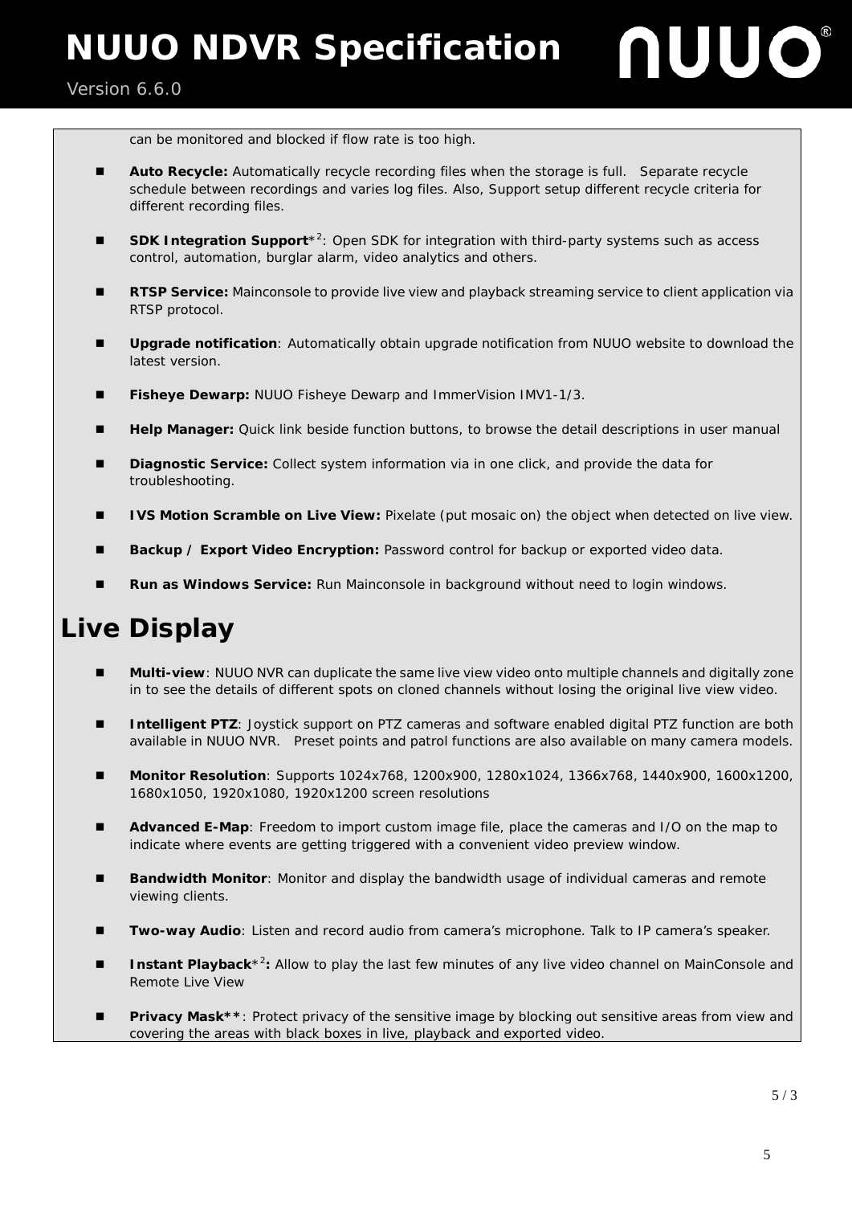can be monitored and blocked if flow rate is too high.

- **Auto Recycle:** Automatically recycle recording files when the storage is full. Separate recycle schedule between recordings and varies log files. Also, Support setup different recycle criteria for different recording files.

- **SDK Integration Support***[2]: Open SDK for integration with third-party systems such as access control, automation, burglar alarm, video analytics and others.

- **RTSP Service:** Mainconsole to provide live view and playback streaming service to client application via RTSP protocol.

- **Upgrade notification**: Automatically obtain upgrade notification from NUUO website to download the latest version.

- **Fisheye Dewarp:** NUUO Fisheye Dewarp and ImmerVision IMV1-1/3.

- **Help Manager:** Quick link beside function buttons, to browse the detail descriptions in user manual

- **Diagnostic Service:** Collect system information via in one click, and provide the data for troubleshooting.

- **IVS Motion Scramble on Live View:** Pixelate (put mosaic on) the object when detected on live view.

- **Backup / Export Video Encryption:** Password control for backup or exported video data.

- **Run as Windows Service:** Run Mainconsole in background without need to login windows.

# Live Display

- **Multi-view**: NUUO NVR can duplicate the same live view video onto multiple channels and digitally zone in to see the details of different spots on cloned channels without losing the original live view video.

- **Intelligent PTZ**: Joystick support on PTZ cameras and software enabled digital PTZ function are both available in NUUO NVR. Preset points and patrol functions are also available on many camera models.

- **Monitor Resolution**: Supports 1024x768, 1200x900, 1280x1024, 1366x768, 1440x900, 1600x1200, 1680x1050, 1920x1080, 1920x1200 screen resolutions

- **Advanced E-Map**: Freedom to import custom image file, place the cameras and I/O on the map to indicate where events are getting triggered with a convenient video preview window.

- **Bandwidth Monitor**: Monitor and display the bandwidth usage of individual cameras and remote viewing clients.

- **Two-way Audio**: Listen and record audio from camera's microphone. Talk to IP camera's speaker.

- **Instant Playback***[2]**:** Allow to play the last few minutes of any live video channel on MainConsole and Remote Live View

- **Privacy Mask****: Protect privacy of the sensitive image by blocking out sensitive areas from view and covering the areas with black boxes in live, playback and exported video.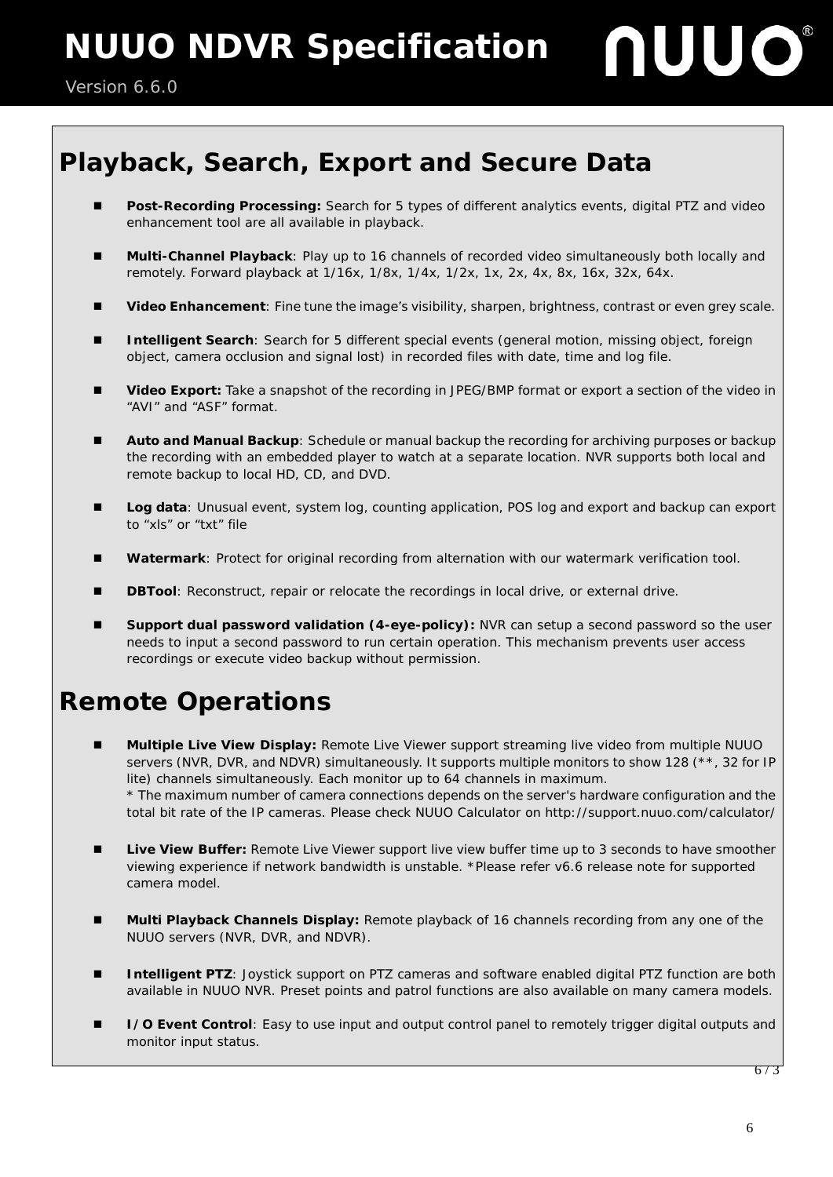## Playback, Search, Export and Secure Data

- **Post-Recording Processing:** Search for 5 types of different analytics events, digital PTZ and video enhancement tool are all available in playback.
- **Multi-Channel Playback**: Play up to 16 channels of recorded video simultaneously both locally and remotely. Forward playback at 1/16x, 1/8x, 1/4x, 1/2x, 1x, 2x, 4x, 8x, 16x, 32x, 64x.
- **Video Enhancement**: Fine tune the image's visibility, sharpen, brightness, contrast or even grey scale.
- **Intelligent Search**: Search for 5 different special events (general motion, missing object, foreign object, camera occlusion and signal lost) in recorded files with date, time and log file.
- **Video Export:** Take a snapshot of the recording in JPEG/BMP format or export a section of the video in "AVI" and "ASF" format.
- **Auto and Manual Backup**: Schedule or manual backup the recording for archiving purposes or backup the recording with an embedded player to watch at a separate location. NVR supports both local and remote backup to local HD, CD, and DVD.
- **Log data**: Unusual event, system log, counting application, POS log and export and backup can export to "xls" or "txt" file
- **Watermark**: Protect for original recording from alternation with our watermark verification tool.
- **DBTool**: Reconstruct, repair or relocate the recordings in local drive, or external drive.
- **Support dual password validation (4-eye-policy):** NVR can setup a second password so the user needs to input a second password to run certain operation. This mechanism prevents user access recordings or execute video backup without permission.

## Remote Operations

- **Multiple Live View Display:** Remote Live Viewer support streaming live video from multiple NUUO servers (NVR, DVR, and NDVR) simultaneously. It supports multiple monitors to show 128 (**, 32 for IP lite) channels simultaneously. Each monitor up to 64 channels in maximum.
  * The maximum number of camera connections depends on the server's hardware configuration and the total bit rate of the IP cameras. Please check NUUO Calculator on http://support.nuuo.com/calculator/
- **Live View Buffer:** Remote Live Viewer support live view buffer time up to 3 seconds to have smoother viewing experience if network bandwidth is unstable. *Please refer v6.6 release note for supported camera model.
- **Multi Playback Channels Display:** Remote playback of 16 channels recording from any one of the NUUO servers (NVR, DVR, and NDVR).
- **Intelligent PTZ**: Joystick support on PTZ cameras and software enabled digital PTZ function are both available in NUUO NVR. Preset points and patrol functions are also available on many camera models.
- **I/O Event Control**: Easy to use input and output control panel to remotely trigger digital outputs and monitor input status.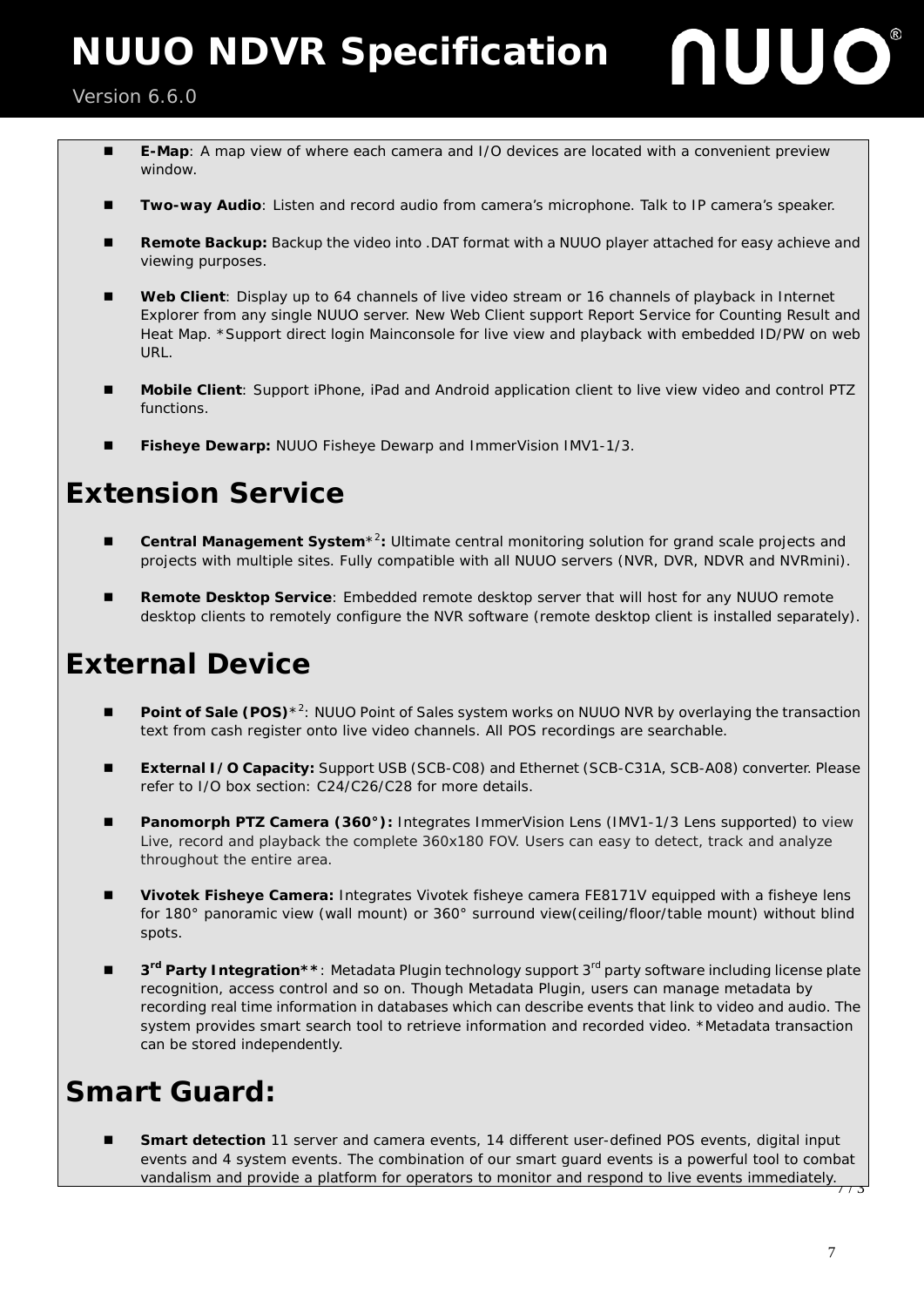- **E-Map**: A map view of where each camera and I/O devices are located with a convenient preview window.

- **Two-way Audio**: Listen and record audio from camera's microphone. Talk to IP camera's speaker.

- **Remote Backup:** Backup the video into .DAT format with a NUUO player attached for easy achieve and viewing purposes.

- **Web Client**: Display up to 64 channels of live video stream or 16 channels of playback in Internet Explorer from any single NUUO server. New Web Client support Report Service for Counting Result and Heat Map. *Support direct login Mainconsole for live view and playback with embedded ID/PW on web URL.

- **Mobile Client**: Support iPhone, iPad and Android application client to live view video and control PTZ functions.

- **Fisheye Dewarp:** NUUO Fisheye Dewarp and ImmerVision IMV1-1/3.

# Extension Service

- **Central Management System***2**:** Ultimate central monitoring solution for grand scale projects and projects with multiple sites. Fully compatible with all NUUO servers (NVR, DVR, NDVR and NVRmini).

- **Remote Desktop Service**: Embedded remote desktop server that will host for any NUUO remote desktop clients to remotely configure the NVR software (remote desktop client is installed separately).

# External Device

- **Point of Sale (POS)***2: NUUO Point of Sales system works on NUUO NVR by overlaying the transaction text from cash register onto live video channels. All POS recordings are searchable.

- **External I/O Capacity:** Support USB (SCB-C08) and Ethernet (SCB-C31A, SCB-A08) converter. Please refer to I/O box section: C24/C26/C28 for more details.

- **Panomorph PTZ Camera (360°):** Integrates ImmerVision Lens (IMV1-1/3 Lens supported) to view Live, record and playback the complete 360x180 FOV. Users can easy to detect, track and analyze throughout the entire area.

- **Vivotek Fisheye Camera:** Integrates Vivotek fisheye camera FE8171V equipped with a fisheye lens for 180° panoramic view (wall mount) or 360° surround view(ceiling/floor/table mount) without blind spots.

- **3rd Party Integration****: Metadata Plugin technology support 3rd party software including license plate recognition, access control and so on. Though Metadata Plugin, users can manage metadata by recording real time information in databases which can describe events that link to video and audio. The system provides smart search tool to retrieve information and recorded video. *Metadata transaction can be stored independently.

# Smart Guard:

- **Smart detection** 11 server and camera events, 14 different user-defined POS events, digital input events and 4 system events. The combination of our smart guard events is a powerful tool to combat vandalism and provide a platform for operators to monitor and respond to live events immediately.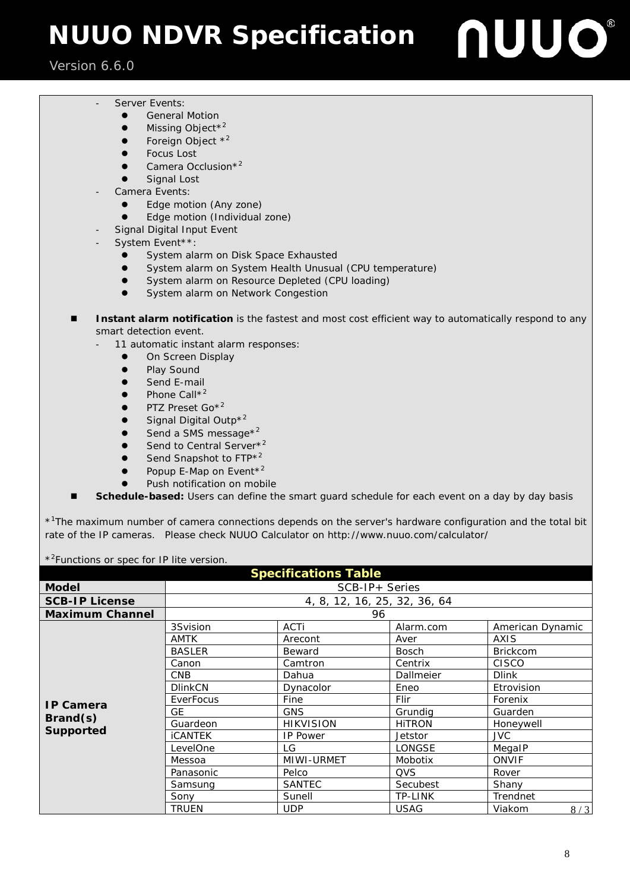- Server Events:
  - General Motion
  - Missing Object*[2]
  - Foreign Object *[2]
  - Focus Lost
  - Camera Occlusion*[2]
  - Signal Lost
- Camera Events:
  - Edge motion (Any zone)
  - Edge motion (Individual zone)
- Signal Digital Input Event
- System Event**:
  - System alarm on Disk Space Exhausted
  - System alarm on System Health Unusual (CPU temperature)
  - System alarm on Resource Depleted (CPU loading)
  - System alarm on Network Congestion

- **Instant alarm notification** is the fastest and most cost efficient way to automatically respond to any smart detection event.
  - 11 automatic instant alarm responses:
    - On Screen Display
    - Play Sound
    - Send E-mail
    - Phone Call*[2]
    - PTZ Preset Go*[2]
    - Signal Digital Outp*[2]
    - Send a SMS message*[2]
    - Send to Central Server*[2]
    - Send Snapshot to FTP*[2]
    - Popup E-Map on Event*[2]
    - Push notification on mobile
- **Schedule-based:** Users can define the smart guard schedule for each event on a day by day basis

*[1]The maximum number of camera connections depends on the server's hardware configuration and the total bit rate of the IP cameras. Please check NUUO Calculator on http://www.nuuo.com/calculator/

*[2]Functions or spec for IP lite version.

## Specifications Table

| Model | SCB-IP+ Series | | | |
|---|---|---|---|---|
| SCB-IP License | 4, 8, 12, 16, 25, 32, 36, 64 | | | |
| Maximum Channel | 96 | | | |
| IP Camera Brand(s) Supported | 3Svision | ACTi | Alarm.com | American Dynamic |
| | AMTK | Arecont | Aver | AXIS |
| | BASLER | Beward | Bosch | Brickcom |
| | Canon | Camtron | Centrix | CISCO |
| | CNB | Dahua | Dallmeier | Dlink |
| | DlinkCN | Dynacolor | Eneo | Etrovision |
| | EverFocus | Fine | Flir | Forenix |
| | GE | GNS | Grundig | Guarden |
| | Guardeon | HIKVISION | HiTRON | Honeywell |
| | iCANTEK | IP Power | Jetstor | JVC |
| | LevelOne | LG | LONGSE | MegaIP |
| | Messoa | MIWI-URMET | Mobotix | ONVIF |
| | Panasonic | Pelco | QVS | Rover |
| | Samsung | SANTEC | Secubest | Shany |
| | Sony | Sunell | TP-LINK | Trendnet |
| | TRUEN | UDP | USAG | Viakom |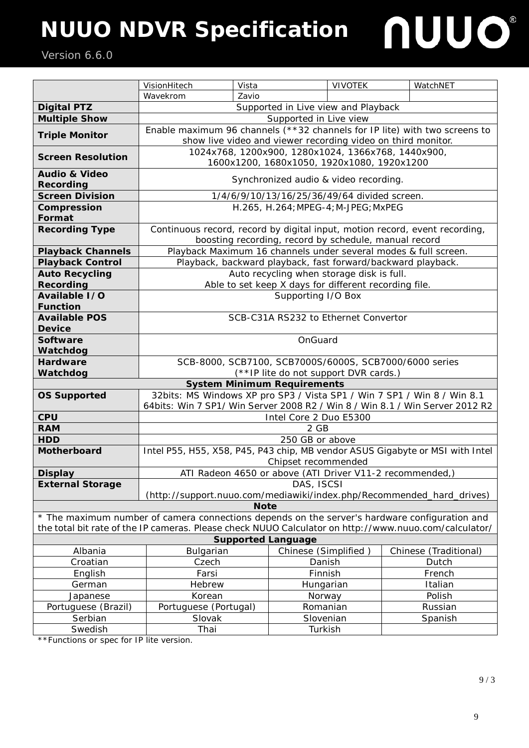# NUUO NDVR Specification

Version 6.6.0

| | | | | |
|---|---|---|---|---|
| | VisionHitech | Vista | VIVOTEK | WatchNET |
| | Wavekrom | Zavio | | |
| **Digital PTZ** | Supported in Live view and Playback | | | |
| **Multiple Show** | Supported in Live view | | | |
| **Triple Monitor** | Enable maximum 96 channels (**32 channels for IP lite) with two screens to show live video and viewer recording video on third monitor. | | | |
| **Screen Resolution** | 1024x768, 1200x900, 1280x1024, 1366x768, 1440x900, 1600x1200, 1680x1050, 1920x1080, 1920x1200 | | | |
| **Audio & Video Recording** | Synchronized audio & video recording. | | | |
| **Screen Division** | 1/4/6/9/10/13/16/25/36/49/64 divided screen. | | | |
| **Compression Format** | H.265, H.264;MPEG-4;M-JPEG;MxPEG | | | |
| **Recording Type** | Continuous record, record by digital input, motion record, event recording, boosting recording, record by schedule, manual record | | | |
| **Playback Channels** | Playback Maximum 16 channels under several modes & full screen. | | | |
| **Playback Control** | Playback, backward playback, fast forward/backward playback. | | | |
| **Auto Recycling Recording** | Auto recycling when storage disk is full. Able to set keep X days for different recording file. | | | |
| **Available I/O Function** | Supporting I/O Box | | | |
| **Available POS Device** | SCB-C31A RS232 to Ethernet Convertor | | | |
| **Software Watchdog** | OnGuard | | | |
| **Hardware Watchdog** | SCB-8000, SCB7100, SCB7000S/6000S, SCB7000/6000 series (**IP lite do not support DVR cards.) | | | |
| **System Minimum Requirements** | | | | |
| **OS Supported** | 32bits: MS Windows XP pro SP3 / Vista SP1 / Win 7 SP1 / Win 8 / Win 8.1 64bits: Win 7 SP1/ Win Server 2008 R2 / Win 8 / Win 8.1 / Win Server 2012 R2 | | | |
| **CPU** | Intel Core 2 Duo E5300 | | | |
| **RAM** | 2 GB | | | |
| **HDD** | 250 GB or above | | | |
| **Motherboard** | Intel P55, H55, X58, P45, P43 chip, MB vendor ASUS Gigabyte or MSI with Intel Chipset recommended | | | |
| **Display** | ATI Radeon 4650 or above (ATI Driver V11-2 recommended,) | | | |
| **External Storage** | DAS, ISCSI (http://support.nuuo.com/mediawiki/index.php/Recommended_hard_drives) | | | |

**Note**

* The maximum number of camera connections depends on the server's hardware configuration and the total bit rate of the IP cameras. Please check NUUO Calculator on http://www.nuuo.com/calculator/

**Supported Language**

| | | | |
|---|---|---|---|
| Albania | Bulgarian | Chinese (Simplified ) | Chinese (Traditional) |
| Croatian | Czech | Danish | Dutch |
| English | Farsi | Finnish | French |
| German | Hebrew | Hungarian | Italian |
| Japanese | Korean | Norway | Polish |
| Portuguese (Brazil) | Portuguese (Portugal) | Romanian | Russian |
| Serbian | Slovak | Slovenian | Spanish |
| Swedish | Thai | Turkish | |

**Functions or spec for IP lite version.